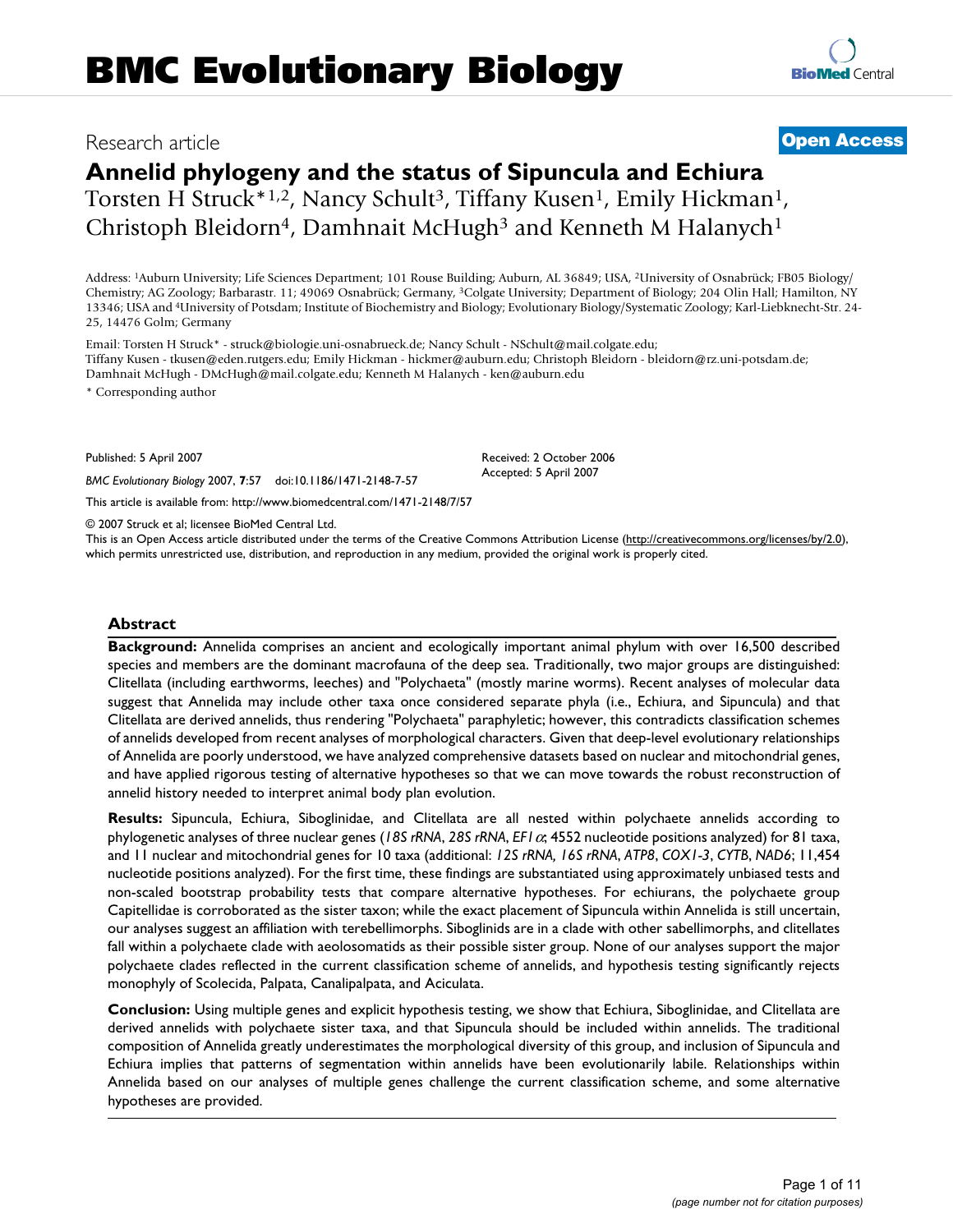# BMC Evolutionary Biology

Research article

**Open Access**

## Annelid phylogeny and the status of Sipuncula and Echiura

Torsten H Struck*[1,2], Nancy Schult[3], Tiffany Kusen[1], Emily Hickman[1], Christoph Bleidorn[4], Damhnait McHugh[3] and Kenneth M Halanych[1]

Address: [1]Auburn University; Life Sciences Department; 101 Rouse Building; Auburn, AL 36849; USA, [2]University of Osnabrück; FB05 Biology/Chemistry; AG Zoology; Barbarastr. 11; 49069 Osnabrück; Germany, [3]Colgate University; Department of Biology; 204 Olin Hall; Hamilton, NY 13346; USA and [4]University of Potsdam; Institute of Biochemistry and Biology; Evolutionary Biology/Systematic Zoology; Karl-Liebknecht-Str. 24-25, 14476 Golm; Germany

Email: Torsten H Struck* - struck@biologie.uni-osnabrueck.de; Nancy Schult - NSchult@mail.colgate.edu; Tiffany Kusen - tkusen@eden.rutgers.edu; Emily Hickman - hickmer@auburn.edu; Christoph Bleidorn - bleidorn@rz.uni-potsdam.de; Damhnait McHugh - DMcHugh@mail.colgate.edu; Kenneth M Halanych - ken@auburn.edu

* Corresponding author

Published: 5 April 2007

*BMC Evolutionary Biology* 2007, **7**:57 doi:10.1186/1471-2148-7-57

Received: 2 October 2006
Accepted: 5 April 2007

This article is available from: http://www.biomedcentral.com/1471-2148/7/57

© 2007 Struck et al; licensee BioMed Central Ltd.
This is an Open Access article distributed under the terms of the Creative Commons Attribution License (http://creativecommons.org/licenses/by/2.0), which permits unrestricted use, distribution, and reproduction in any medium, provided the original work is properly cited.

### Abstract

**Background:** Annelida comprises an ancient and ecologically important animal phylum with over 16,500 described species and members are the dominant macrofauna of the deep sea. Traditionally, two major groups are distinguished: Clitellata (including earthworms, leeches) and "Polychaeta" (mostly marine worms). Recent analyses of molecular data suggest that Annelida may include other taxa once considered separate phyla (i.e., Echiura, and Sipuncula) and that Clitellata are derived annelids, thus rendering "Polychaeta" paraphyletic; however, this contradicts classification schemes of annelids developed from recent analyses of morphological characters. Given that deep-level evolutionary relationships of Annelida are poorly understood, we have analyzed comprehensive datasets based on nuclear and mitochondrial genes, and have applied rigorous testing of alternative hypotheses so that we can move towards the robust reconstruction of annelid history needed to interpret animal body plan evolution.

**Results:** Sipuncula, Echiura, Siboglinidae, and Clitellata are all nested within polychaete annelids according to phylogenetic analyses of three nuclear genes (*18S rRNA*, *28S rRNA*, *EF1α*; 4552 nucleotide positions analyzed) for 81 taxa, and 11 nuclear and mitochondrial genes for 10 taxa (additional: *12S rRNA, 16S rRNA*, *ATP8*, *COX1-3*, *CYTB*, *NAD6*; 11,454 nucleotide positions analyzed). For the first time, these findings are substantiated using approximately unbiased tests and non-scaled bootstrap probability tests that compare alternative hypotheses. For echiurans, the polychaete group Capitellidae is corroborated as the sister taxon; while the exact placement of Sipuncula within Annelida is still uncertain, our analyses suggest an affiliation with terebellimorphs. Siboglinids are in a clade with other sabellimorphs, and clitellates fall within a polychaete clade with aeolosomatids as their possible sister group. None of our analyses support the major polychaete clades reflected in the current classification scheme of annelids, and hypothesis testing significantly rejects monophyly of Scolecida, Palpata, Canalipalpata, and Aciculata.

**Conclusion:** Using multiple genes and explicit hypothesis testing, we show that Echiura, Siboglinidae, and Clitellata are derived annelids with polychaete sister taxa, and that Sipuncula should be included within annelids. The traditional composition of Annelida greatly underestimates the morphological diversity of this group, and inclusion of Sipuncula and Echiura implies that patterns of segmentation within annelids have been evolutionarily labile. Relationships within Annelida based on our analyses of multiple genes challenge the current classification scheme, and some alternative hypotheses are provided.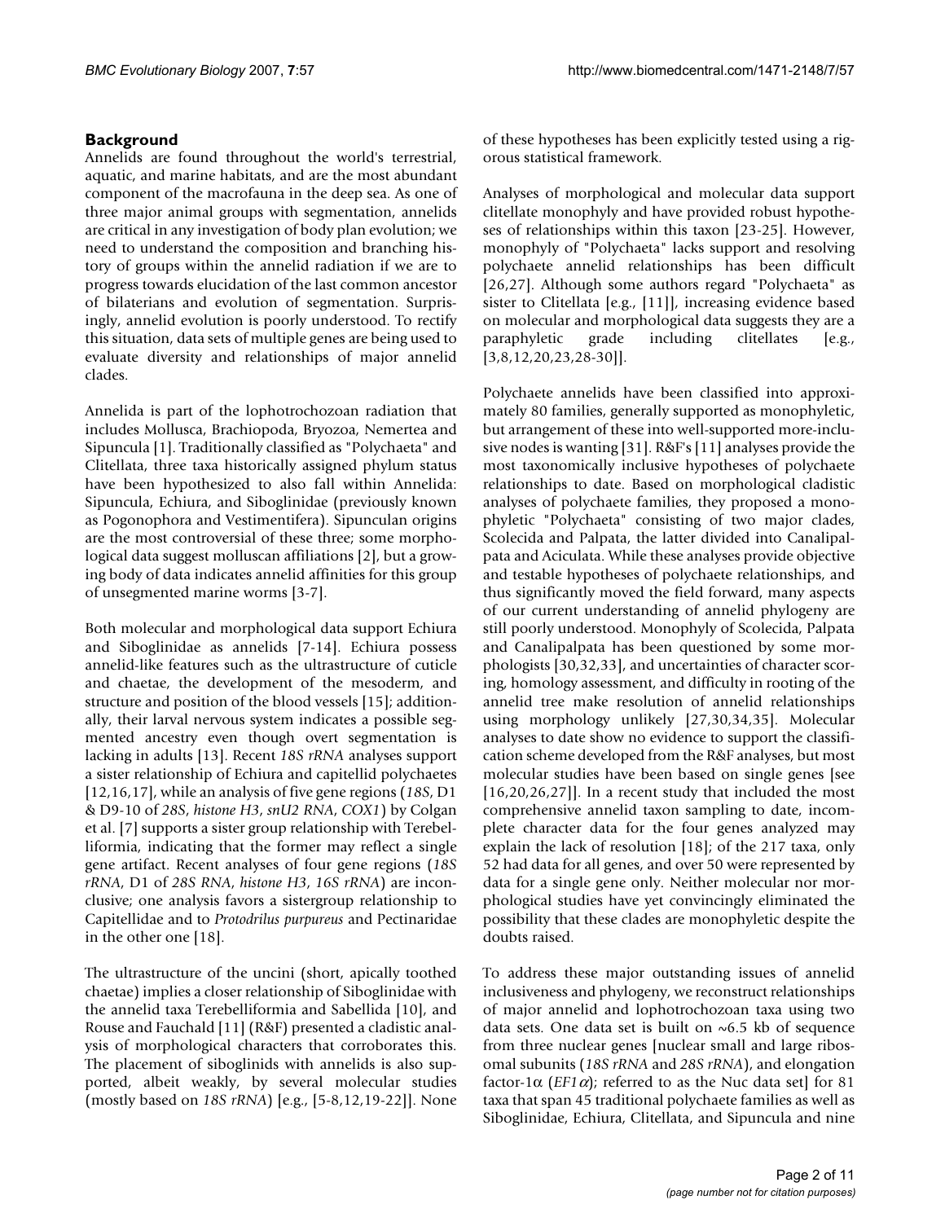## Background

Annelids are found throughout the world's terrestrial, aquatic, and marine habitats, and are the most abundant component of the macrofauna in the deep sea. As one of three major animal groups with segmentation, annelids are critical in any investigation of body plan evolution; we need to understand the composition and branching history of groups within the annelid radiation if we are to progress towards elucidation of the last common ancestor of bilaterians and evolution of segmentation. Surprisingly, annelid evolution is poorly understood. To rectify this situation, data sets of multiple genes are being used to evaluate diversity and relationships of major annelid clades.

Annelida is part of the lophotrochozoan radiation that includes Mollusca, Brachiopoda, Bryozoa, Nemertea and Sipuncula [1]. Traditionally classified as "Polychaeta" and Clitellata, three taxa historically assigned phylum status have been hypothesized to also fall within Annelida: Sipuncula, Echiura, and Siboglinidae (previously known as Pogonophora and Vestimentifera). Sipunculan origins are the most controversial of these three; some morphological data suggest molluscan affiliations [2], but a growing body of data indicates annelid affinities for this group of unsegmented marine worms [3-7].

Both molecular and morphological data support Echiura and Siboglinidae as annelids [7-14]. Echiura possess annelid-like features such as the ultrastructure of cuticle and chaetae, the development of the mesoderm, and structure and position of the blood vessels [15]; additionally, their larval nervous system indicates a possible segmented ancestry even though overt segmentation is lacking in adults [13]. Recent *18S rRNA* analyses support a sister relationship of Echiura and capitellid polychaetes [12,16,17], while an analysis of five gene regions (*18S*, D1 & D9-10 of *28S*, *histone H3*, *snU2 RNA*, *COX1*) by Colgan et al. [7] supports a sister group relationship with Terebelliformia, indicating that the former may reflect a single gene artifact. Recent analyses of four gene regions (*18S rRNA*, D1 of *28S RNA*, *histone H3*, *16S rRNA*) are inconclusive; one analysis favors a sistergroup relationship to Capitellidae and to *Protodrilus purpureus* and Pectinaridae in the other one [18].

The ultrastructure of the uncini (short, apically toothed chaetae) implies a closer relationship of Siboglinidae with the annelid taxa Terebelliformia and Sabellida [10], and Rouse and Fauchald [11] (R&F) presented a cladistic analysis of morphological characters that corroborates this. The placement of siboglinids with annelids is also supported, albeit weakly, by several molecular studies (mostly based on *18S rRNA*) [e.g., [5-8,12,19-22]]. None of these hypotheses has been explicitly tested using a rigorous statistical framework.

Analyses of morphological and molecular data support clitellate monophyly and have provided robust hypotheses of relationships within this taxon [23-25]. However, monophyly of "Polychaeta" lacks support and resolving polychaete annelid relationships has been difficult [26,27]. Although some authors regard "Polychaeta" as sister to Clitellata [e.g., [11]], increasing evidence based on molecular and morphological data suggests they are a paraphyletic grade including clitellates [e.g., [3,8,12,20,23,28-30]].

Polychaete annelids have been classified into approximately 80 families, generally supported as monophyletic, but arrangement of these into well-supported more-inclusive nodes is wanting [31]. R&F's [11] analyses provide the most taxonomically inclusive hypotheses of polychaete relationships to date. Based on morphological cladistic analyses of polychaete families, they proposed a monophyletic "Polychaeta" consisting of two major clades, Scolecida and Palpata, the latter divided into Canalipalpata and Aciculata. While these analyses provide objective and testable hypotheses of polychaete relationships, and thus significantly moved the field forward, many aspects of our current understanding of annelid phylogeny are still poorly understood. Monophyly of Scolecida, Palpata and Canalipalpata has been questioned by some morphologists [30,32,33], and uncertainties of character scoring, homology assessment, and difficulty in rooting of the annelid tree make resolution of annelid relationships using morphology unlikely [27,30,34,35]. Molecular analyses to date show no evidence to support the classification scheme developed from the R&F analyses, but most molecular studies have been based on single genes [see [16,20,26,27]]. In a recent study that included the most comprehensive annelid taxon sampling to date, incomplete character data for the four genes analyzed may explain the lack of resolution [18]; of the 217 taxa, only 52 had data for all genes, and over 50 were represented by data for a single gene only. Neither molecular nor morphological studies have yet convincingly eliminated the possibility that these clades are monophyletic despite the doubts raised.

To address these major outstanding issues of annelid inclusiveness and phylogeny, we reconstruct relationships of major annelid and lophotrochozoan taxa using two data sets. One data set is built on ~6.5 kb of sequence from three nuclear genes [nuclear small and large ribosomal subunits (*18S rRNA* and *28S rRNA*), and elongation factor-1α (*EF1α*); referred to as the Nuc data set] for 81 taxa that span 45 traditional polychaete families as well as Siboglinidae, Echiura, Clitellata, and Sipuncula and nine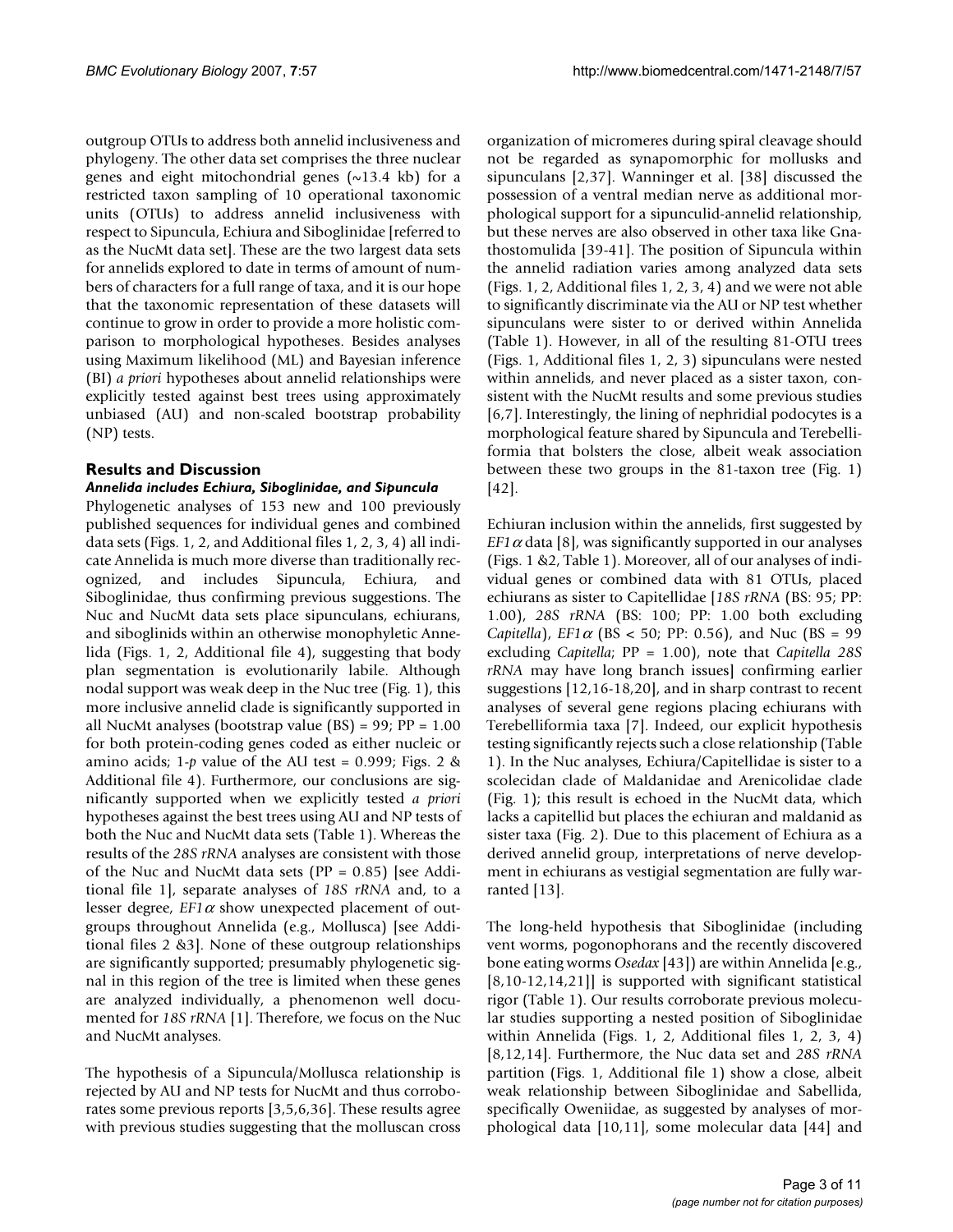outgroup OTUs to address both annelid inclusiveness and phylogeny. The other data set comprises the three nuclear genes and eight mitochondrial genes (~13.4 kb) for a restricted taxon sampling of 10 operational taxonomic units (OTUs) to address annelid inclusiveness with respect to Sipuncula, Echiura and Siboglinidae [referred to as the NucMt data set]. These are the two largest data sets for annelids explored to date in terms of amount of numbers of characters for a full range of taxa, and it is our hope that the taxonomic representation of these datasets will continue to grow in order to provide a more holistic comparison to morphological hypotheses. Besides analyses using Maximum likelihood (ML) and Bayesian inference (BI) *a priori* hypotheses about annelid relationships were explicitly tested against best trees using approximately unbiased (AU) and non-scaled bootstrap probability (NP) tests.

## Results and Discussion

### *Annelida includes Echiura, Siboglinidae, and Sipuncula*

Phylogenetic analyses of 153 new and 100 previously published sequences for individual genes and combined data sets (Figs. 1, 2, and Additional files 1, 2, 3, 4) all indicate Annelida is much more diverse than traditionally recognized, and includes Sipuncula, Echiura, and Siboglinidae, thus confirming previous suggestions. The Nuc and NucMt data sets place sipunculans, echiurans, and siboglinids within an otherwise monophyletic Annelida (Figs. 1, 2, Additional file 4), suggesting that body plan segmentation is evolutionarily labile. Although nodal support was weak deep in the Nuc tree (Fig. 1), this more inclusive annelid clade is significantly supported in all NucMt analyses (bootstrap value (BS) = 99; PP = 1.00 for both protein-coding genes coded as either nucleic or amino acids; 1-*p* value of the AU test = 0.999; Figs. 2 & Additional file 4). Furthermore, our conclusions are significantly supported when we explicitly tested *a priori* hypotheses against the best trees using AU and NP tests of both the Nuc and NucMt data sets (Table 1). Whereas the results of the *28S rRNA* analyses are consistent with those of the Nuc and NucMt data sets (PP = 0.85) [see Additional file 1], separate analyses of *18S rRNA* and, to a lesser degree, *EF1α* show unexpected placement of outgroups throughout Annelida (e.g., Mollusca) [see Additional files 2 &3]. None of these outgroup relationships are significantly supported; presumably phylogenetic signal in this region of the tree is limited when these genes are analyzed individually, a phenomenon well documented for *18S rRNA* [1]. Therefore, we focus on the Nuc and NucMt analyses.

The hypothesis of a Sipuncula/Mollusca relationship is rejected by AU and NP tests for NucMt and thus corroborates some previous reports [3,5,6,36]. These results agree with previous studies suggesting that the molluscan cross organization of micromeres during spiral cleavage should not be regarded as synapomorphic for mollusks and sipunculans [2,37]. Wanninger et al. [38] discussed the possession of a ventral median nerve as additional morphological support for a sipunculid-annelid relationship, but these nerves are also observed in other taxa like Gnathostomulida [39-41]. The position of Sipuncula within the annelid radiation varies among analyzed data sets (Figs. 1, 2, Additional files 1, 2, 3, 4) and we were not able to significantly discriminate via the AU or NP test whether sipunculans were sister to or derived within Annelida (Table 1). However, in all of the resulting 81-OTU trees (Figs. 1, Additional files 1, 2, 3) sipunculans were nested within annelids, and never placed as a sister taxon, consistent with the NucMt results and some previous studies [6,7]. Interestingly, the lining of nephridial podocytes is a morphological feature shared by Sipuncula and Terebelliformia that bolsters the close, albeit weak association between these two groups in the 81-taxon tree (Fig. 1) [42].

Echiuran inclusion within the annelids, first suggested by *EF1α* data [8], was significantly supported in our analyses (Figs. 1 &2, Table 1). Moreover, all of our analyses of individual genes or combined data with 81 OTUs, placed echiurans as sister to Capitellidae [*18S rRNA* (BS: 95; PP: 1.00), *28S rRNA* (BS: 100; PP: 1.00 both excluding *Capitella*), *EF1α* (BS < 50; PP: 0.56), and Nuc (BS = 99 excluding *Capitella*; PP = 1.00), note that *Capitella 28S rRNA* may have long branch issues] confirming earlier suggestions [12,16-18,20], and in sharp contrast to recent analyses of several gene regions placing echiurans with Terebelliformia taxa [7]. Indeed, our explicit hypothesis testing significantly rejects such a close relationship (Table 1). In the Nuc analyses, Echiura/Capitellidae is sister to a scolecidan clade of Maldanidae and Arenicolidae clade (Fig. 1); this result is echoed in the NucMt data, which lacks a capitellid but places the echiuran and maldanid as sister taxa (Fig. 2). Due to this placement of Echiura as a derived annelid group, interpretations of nerve development in echiurans as vestigial segmentation are fully warranted [13].

The long-held hypothesis that Siboglinidae (including vent worms, pogonophorans and the recently discovered bone eating worms *Osedax* [43]) are within Annelida [e.g., [8,10-12,14,21]] is supported with significant statistical rigor (Table 1). Our results corroborate previous molecular studies supporting a nested position of Siboglinidae within Annelida (Figs. 1, 2, Additional files 1, 2, 3, 4) [8,12,14]. Furthermore, the Nuc data set and *28S rRNA* partition (Figs. 1, Additional file 1) show a close, albeit weak relationship between Siboglinidae and Sabellida, specifically Oweniidae, as suggested by analyses of morphological data [10,11], some molecular data [44] and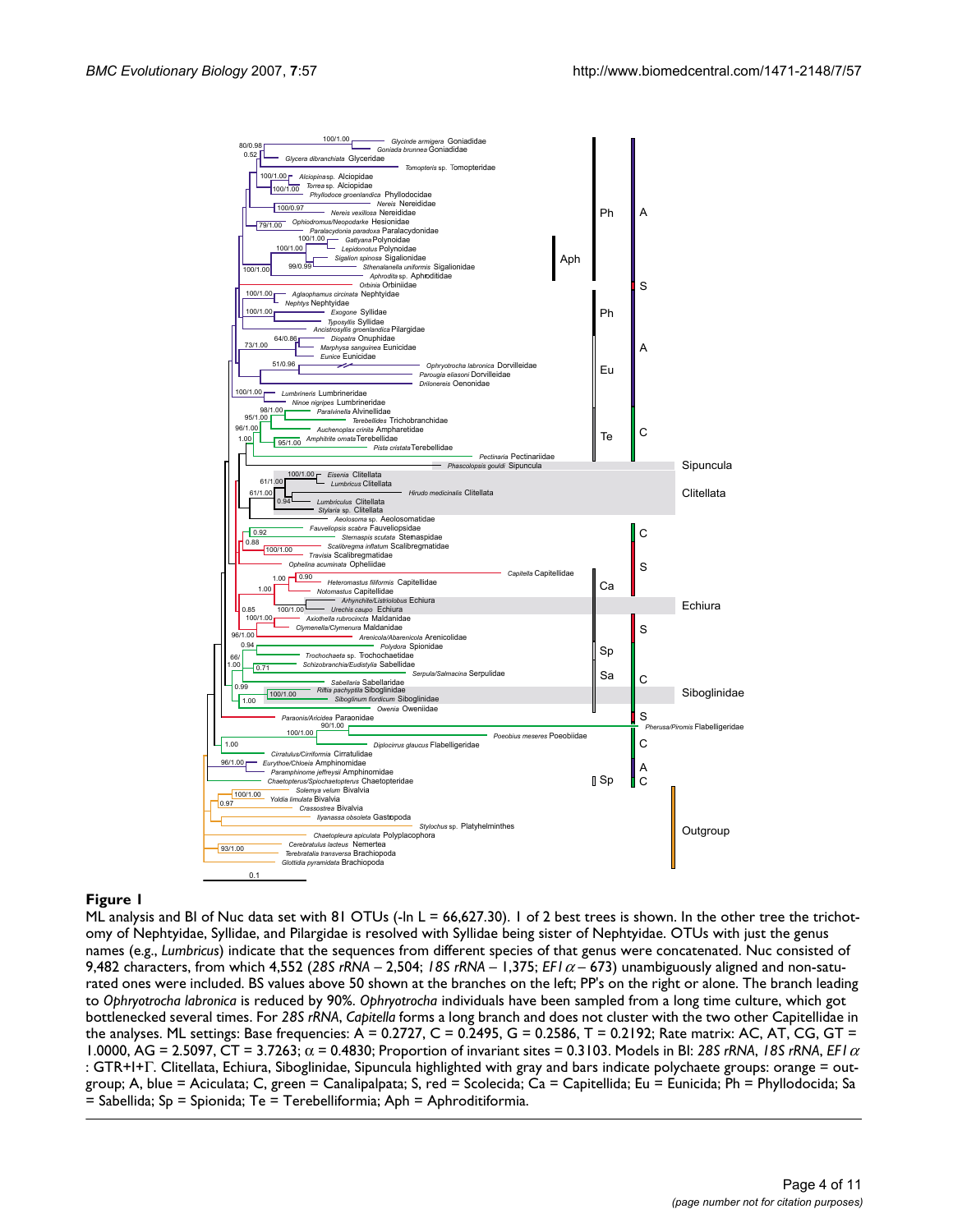**Figure 1**

ML analysis and BI of Nuc data set with 81 OTUs (-ln L = 66,627.30). 1 of 2 best trees is shown. In the other tree the trichotomy of Nephtyidae, Syllidae, and Pilargidae is resolved with Syllidae being sister of Nephtyidae. OTUs with just the genus names (e.g., *Lumbricus*) indicate that the sequences from different species of that genus were concatenated. Nuc consisted of 9,482 characters, from which 4,552 (*28S rRNA* – 2,504; *18S rRNA* – 1,375; *EF1α* – 673) unambiguously aligned and non-saturated ones were included. BS values above 50 shown at the branches on the left; PP's on the right or alone. The branch leading to *Ophryotrocha labronica* is reduced by 90%. *Ophryotrocha* individuals have been sampled from a long time culture, which got bottlenecked several times. For *28S rRNA*, *Capitella* forms a long branch and does not cluster with the two other Capitellidae in the analyses. ML settings: Base frequencies: A = 0.2727, C = 0.2495, G = 0.2586, T = 0.2192; Rate matrix: AC, AT, CG, GT = 1.0000, AG = 2.5097, CT = 3.7263; $\alpha$ = 0.4830; Proportion of invariant sites = 0.3103. Models in BI: *28S rRNA*, *18S rRNA*, *EF1α* : GTR+I+Γ. Clitellata, Echiura, Siboglinidae, Sipuncula highlighted with gray and bars indicate polychaete groups: orange = outgroup; A, blue = Aciculata; C, green = Canalipalpata; S, red = Scolecida; Ca = Capitellida; Eu = Eunicida; Ph = Phyllodocida; Sa = Sabellida; Sp = Spionida; Te = Terebelliformia; Aph = Aphroditiformia.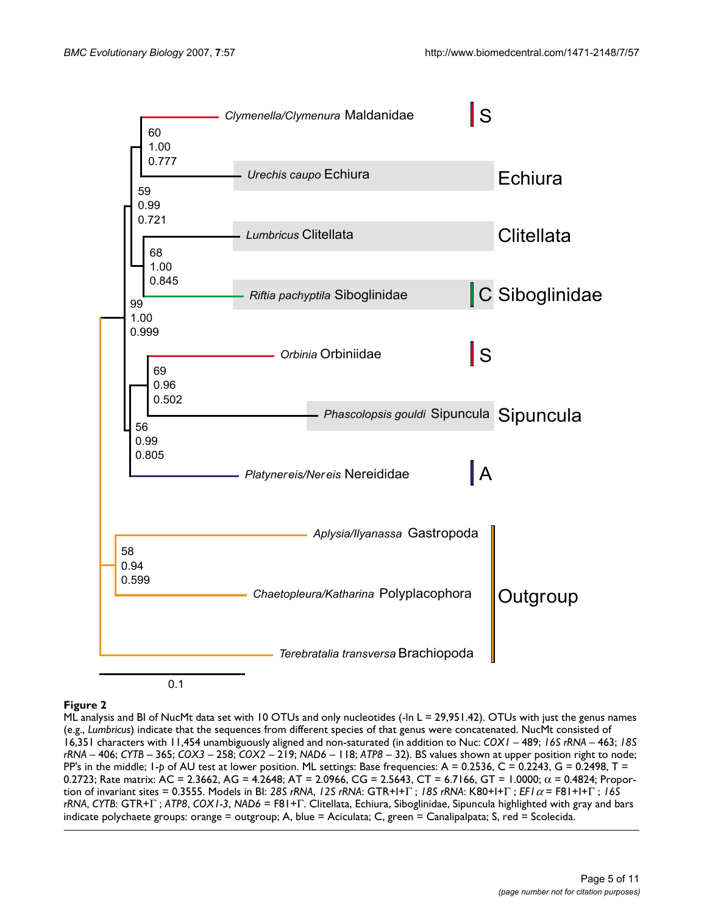**Figure 2**

ML analysis and BI of NucMt data set with 10 OTUs and only nucleotides (-ln L = 29,951.42). OTUs with just the genus names (e.g., *Lumbricus*) indicate that the sequences from different species of that genus were concatenated. NucMt consisted of 16,351 characters with 11,454 unambiguously aligned and non-saturated (in addition to Nuc: *COX1* – 489; *16S rRNA* – 463; *18S rRNA* – 406; *CYTB* – 365; *COX3* – 258; *COX2* – 219; *NAD6* – 118; *ATP8* – 32). BS values shown at upper position right to node; PP's in the middle; 1-*p* of AU test at lower position. ML settings: Base frequencies: A = 0.2536, C = 0.2243, G = 0.2498, T = 0.2723; Rate matrix: AC = 2.3662, AG = 4.2648; AT = 2.0966, CG = 2.5643, CT = 6.7166, GT = 1.0000; $\alpha$ = 0.4824; Proportion of invariant sites = 0.3555. Models in BI: *28S rRNA*, *12S rRNA*: GTR+I+$\Gamma$ ; *18S rRNA*: K80+I+$\Gamma$ ; *EF1$\alpha$* = F81+I+$\Gamma$ ; *16S rRNA*, *CYTB*: GTR+$\Gamma$ ; *ATP8*, *COX1-3*, *NAD6* = F81+$\Gamma$. Clitellata, Echiura, Siboglinidae, Sipuncula highlighted with gray and bars indicate polychaete groups: orange = outgroup; A, blue = Aciculata; C, green = Canalipalpata; S, red = Scolecida.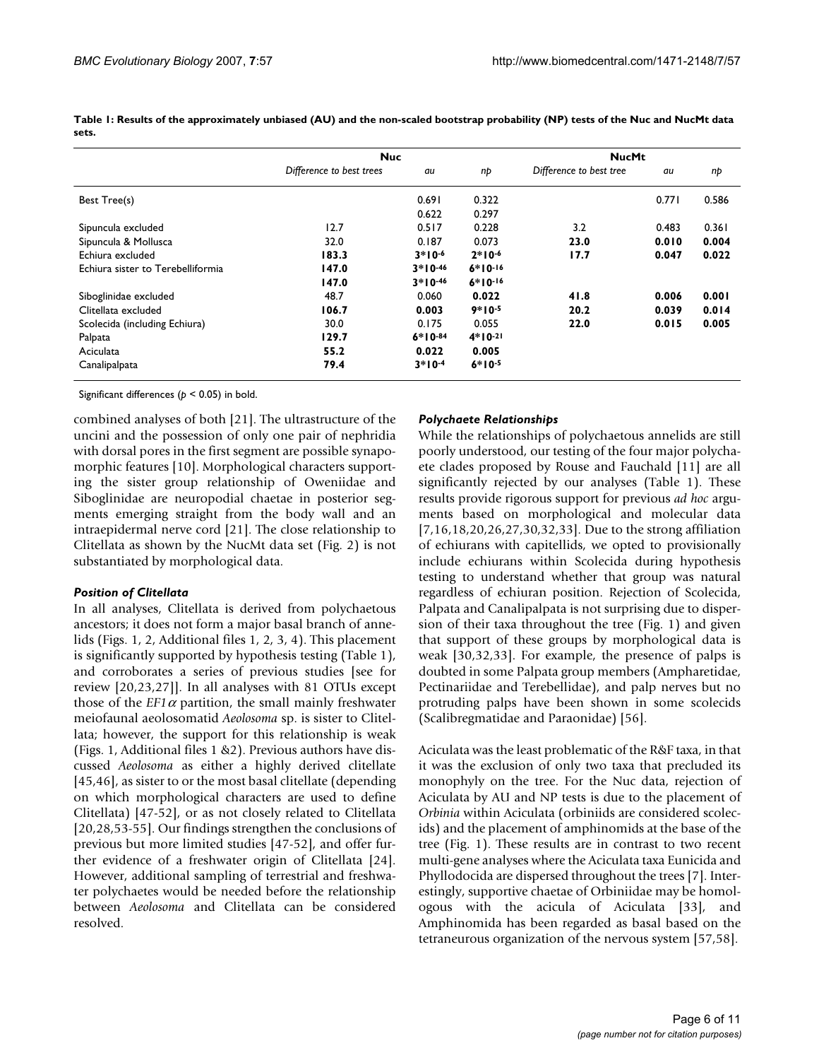**Table 1: Results of the approximately unbiased (AU) and the non-scaled bootstrap probability (NP) tests of the Nuc and NucMt data sets.**

| | Nuc | | | NucMt | | |
|---|---|---|---|---|---|---|
| | *Difference to best trees* | *au* | *np* | *Difference to best tree* | *au* | *np* |
| Best Tree(s) | | 0.691 | 0.322 | | 0.771 | 0.586 |
| | | 0.622 | 0.297 | | | |
| Sipuncula excluded | 12.7 | 0.517 | 0.228 | 3.2 | 0.483 | 0.361 |
| Sipuncula & Mollusca | 32.0 | 0.187 | 0.073 | **23.0** | **0.010** | **0.004** |
| Echiura excluded | **183.3** | **$3*10^{-6}$** | **$2*10^{-6}$** | **17.7** | **0.047** | **0.022** |
| Echiura sister to Terebelliformia | **147.0** | **$3*10^{-46}$** | **$6*10^{-16}$** | | | |
| | **147.0** | **$3*10^{-46}$** | **$6*10^{-16}$** | | | |
| Siboglinidae excluded | 48.7 | 0.060 | **0.022** | **41.8** | **0.006** | **0.001** |
| Clitellata excluded | **106.7** | **0.003** | **$9*10^{-5}$** | **20.2** | **0.039** | **0.014** |
| Scolecida (including Echiura) | 30.0 | 0.175 | 0.055 | **22.0** | **0.015** | **0.005** |
| Palpata | **129.7** | **$6*10^{-84}$** | **$4*10^{-21}$** | | | |
| Aciculata | **55.2** | **0.022** | **0.005** | | | |
| Canalipalpata | **79.4** | **$3*10^{-4}$** | **$6*10^{-5}$** | | | |

Significant differences ($p < 0.05$) in bold.

combined analyses of both [21]. The ultrastructure of the uncini and the possession of only one pair of nephridia with dorsal pores in the first segment are possible synapomorphic features [10]. Morphological characters supporting the sister group relationship of Oweniidae and Siboglinidae are neuropodial chaetae in posterior segments emerging straight from the body wall and an intraepidermal nerve cord [21]. The close relationship to Clitellata as shown by the NucMt data set (Fig. 2) is not substantiated by morphological data.

### *Position of Clitellata*

In all analyses, Clitellata is derived from polychaetous ancestors; it does not form a major basal branch of annelids (Figs. 1, 2, Additional files 1, 2, 3, 4). This placement is significantly supported by hypothesis testing (Table 1), and corroborates a series of previous studies [see for review [20,23,27]]. In all analyses with 81 OTUs except those of the *EF1α* partition, the small mainly freshwater meiofaunal aeolosomatid *Aeolosoma* sp. is sister to Clitellata; however, the support for this relationship is weak (Figs. 1, Additional files 1 &2). Previous authors have discussed *Aeolosoma* as either a highly derived clitellate [45,46], as sister to or the most basal clitellate (depending on which morphological characters are used to define Clitellata) [47-52], or as not closely related to Clitellata [20,28,53-55]. Our findings strengthen the conclusions of previous but more limited studies [47-52], and offer further evidence of a freshwater origin of Clitellata [24]. However, additional sampling of terrestrial and freshwater polychaetes would be needed before the relationship between *Aeolosoma* and Clitellata can be considered resolved.

### *Polychaete Relationships*

While the relationships of polychaetous annelids are still poorly understood, our testing of the four major polychaete clades proposed by Rouse and Fauchald [11] are all significantly rejected by our analyses (Table 1). These results provide rigorous support for previous *ad hoc* arguments based on morphological and molecular data [7,16,18,20,26,27,30,32,33]. Due to the strong affiliation of echiurans with capitellids, we opted to provisionally include echiurans within Scolecida during hypothesis testing to understand whether that group was natural regardless of echiuran position. Rejection of Scolecida, Palpata and Canalipalpata is not surprising due to dispersion of their taxa throughout the tree (Fig. 1) and given that support of these groups by morphological data is weak [30,32,33]. For example, the presence of palps is doubted in some Palpata group members (Ampharetidae, Pectinariidae and Terebellidae), and palp nerves but no protruding palps have been shown in some scolecids (Scalibregmatidae and Paraonidae) [56].

Aciculata was the least problematic of the R&F taxa, in that it was the exclusion of only two taxa that precluded its monophyly on the tree. For the Nuc data, rejection of Aciculata by AU and NP tests is due to the placement of *Orbinia* within Aciculata (orbiniids are considered scolecids) and the placement of amphinomids at the base of the tree (Fig. 1). These results are in contrast to two recent multi-gene analyses where the Aciculata taxa Eunicida and Phyllodocida are dispersed throughout the trees [7]. Interestingly, supportive chaetae of Orbiniidae may be homologous with the acicula of Aciculata [33], and Amphinomida has been regarded as basal based on the tetraneurous organization of the nervous system [57,58].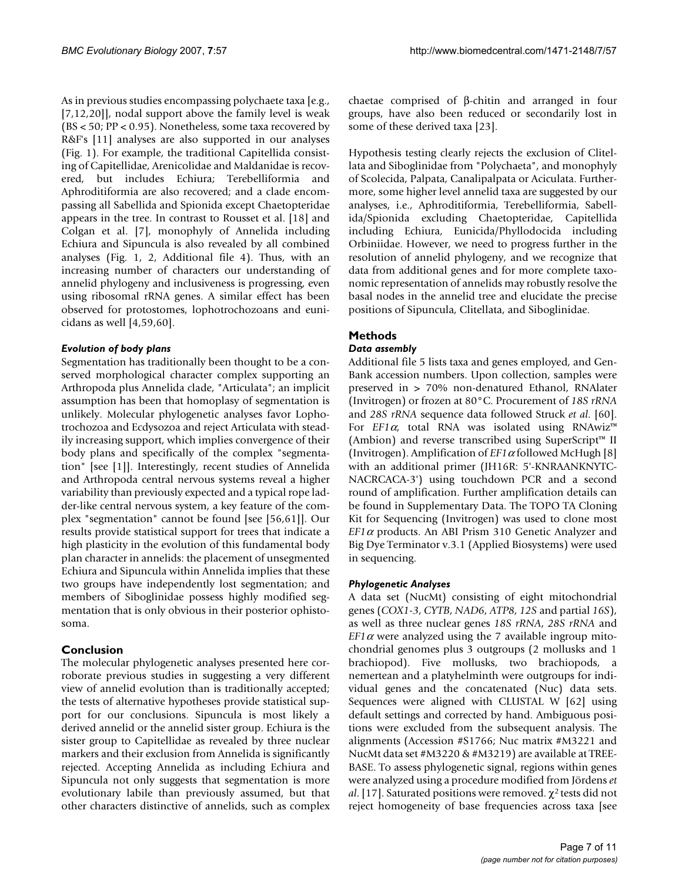As in previous studies encompassing polychaete taxa [e.g., [7,12,20]], nodal support above the family level is weak (BS < 50; PP < 0.95). Nonetheless, some taxa recovered by R&F's [11] analyses are also supported in our analyses (Fig. 1). For example, the traditional Capitellida consisting of Capitellidae, Arenicolidae and Maldanidae is recovered, but includes Echiura; Terebelliformia and Aphroditiformia are also recovered; and a clade encompassing all Sabellida and Spionida except Chaetopteridae appears in the tree. In contrast to Rousset et al. [18] and Colgan et al. [7], monophyly of Annelida including Echiura and Sipuncula is also revealed by all combined analyses (Fig. 1, 2, Additional file 4). Thus, with an increasing number of characters our understanding of annelid phylogeny and inclusiveness is progressing, even using ribosomal rRNA genes. A similar effect has been observed for protostomes, lophotrochozoans and eunicidans as well [4,59,60].

### *Evolution of body plans*

Segmentation has traditionally been thought to be a conserved morphological character complex supporting an Arthropoda plus Annelida clade, "Articulata"; an implicit assumption has been that homoplasy of segmentation is unlikely. Molecular phylogenetic analyses favor Lophotrochozoa and Ecdysozoa and reject Articulata with steadily increasing support, which implies convergence of their body plans and specifically of the complex "segmentation" [see [1]]. Interestingly, recent studies of Annelida and Arthropoda central nervous systems reveal a higher variability than previously expected and a typical rope ladder-like central nervous system, a key feature of the complex "segmentation" cannot be found [see [56,61]]. Our results provide statistical support for trees that indicate a high plasticity in the evolution of this fundamental body plan character in annelids: the placement of unsegmented Echiura and Sipuncula within Annelida implies that these two groups have independently lost segmentation; and members of Siboglinidae possess highly modified segmentation that is only obvious in their posterior ophistosoma.

## Conclusion

The molecular phylogenetic analyses presented here corroborate previous studies in suggesting a very different view of annelid evolution than is traditionally accepted; the tests of alternative hypotheses provide statistical support for our conclusions. Sipuncula is most likely a derived annelid or the annelid sister group. Echiura is the sister group to Capitellidae as revealed by three nuclear markers and their exclusion from Annelida is significantly rejected. Accepting Annelida as including Echiura and Sipuncula not only suggests that segmentation is more evolutionary labile than previously assumed, but that other characters distinctive of annelids, such as complex chaetae comprised of β-chitin and arranged in four groups, have also been reduced or secondarily lost in some of these derived taxa [23].

Hypothesis testing clearly rejects the exclusion of Clitellata and Siboglinidae from "Polychaeta", and monophyly of Scolecida, Palpata, Canalipalpata or Aciculata. Furthermore, some higher level annelid taxa are suggested by our analyses, i.e., Aphroditiformia, Terebelliformia, Sabellida/Spionida excluding Chaetopteridae, Capitellida including Echiura, Eunicida/Phyllodocida including Orbiniidae. However, we need to progress further in the resolution of annelid phylogeny, and we recognize that data from additional genes and for more complete taxonomic representation of annelids may robustly resolve the basal nodes in the annelid tree and elucidate the precise positions of Sipuncula, Clitellata, and Siboglinidae.

## Methods

### *Data assembly*

Additional file 5 lists taxa and genes employed, and GenBank accession numbers. Upon collection, samples were preserved in > 70% non-denatured Ethanol, RNAlater (Invitrogen) or frozen at 80°C. Procurement of *18S rRNA* and *28S rRNA* sequence data followed Struck *et al*. [60]. For *EF1α*, total RNA was isolated using RNAwiz™ (Ambion) and reverse transcribed using SuperScript™ II (Invitrogen). Amplification of *EF1α* followed McHugh [8] with an additional primer (JH16R: 5'-KNRAANKNYTCNACRCACA-3') using touchdown PCR and a second round of amplification. Further amplification details can be found in Supplementary Data. The TOPO TA Cloning Kit for Sequencing (Invitrogen) was used to clone most *EF1α* products. An ABI Prism 310 Genetic Analyzer and Big Dye Terminator v.3.1 (Applied Biosystems) were used in sequencing.

### *Phylogenetic Analyses*

A data set (NucMt) consisting of eight mitochondrial genes (*COX1-3*, *CYTB*, *NAD6*, *ATP8*, *12S* and partial *16S*), as well as three nuclear genes *18S rRNA*, *28S rRNA* and *EF1α* were analyzed using the 7 available ingroup mitochondrial genomes plus 3 outgroups (2 mollusks and 1 brachiopod). Five mollusks, two brachiopods, a nemertean and a platyhelminth were outgroups for individual genes and the concatenated (Nuc) data sets. Sequences were aligned with CLUSTAL W [62] using default settings and corrected by hand. Ambiguous positions were excluded from the subsequent analysis. The alignments (Accession #S1766; Nuc matrix #M3221 and NucMt data set #M3220 & #M3219) are available at TREEBASE. To assess phylogenetic signal, regions within genes were analyzed using a procedure modified from Jördens *et al*. [17]. Saturated positions were removed. $\chi^2$ tests did not reject homogeneity of base frequencies across taxa [see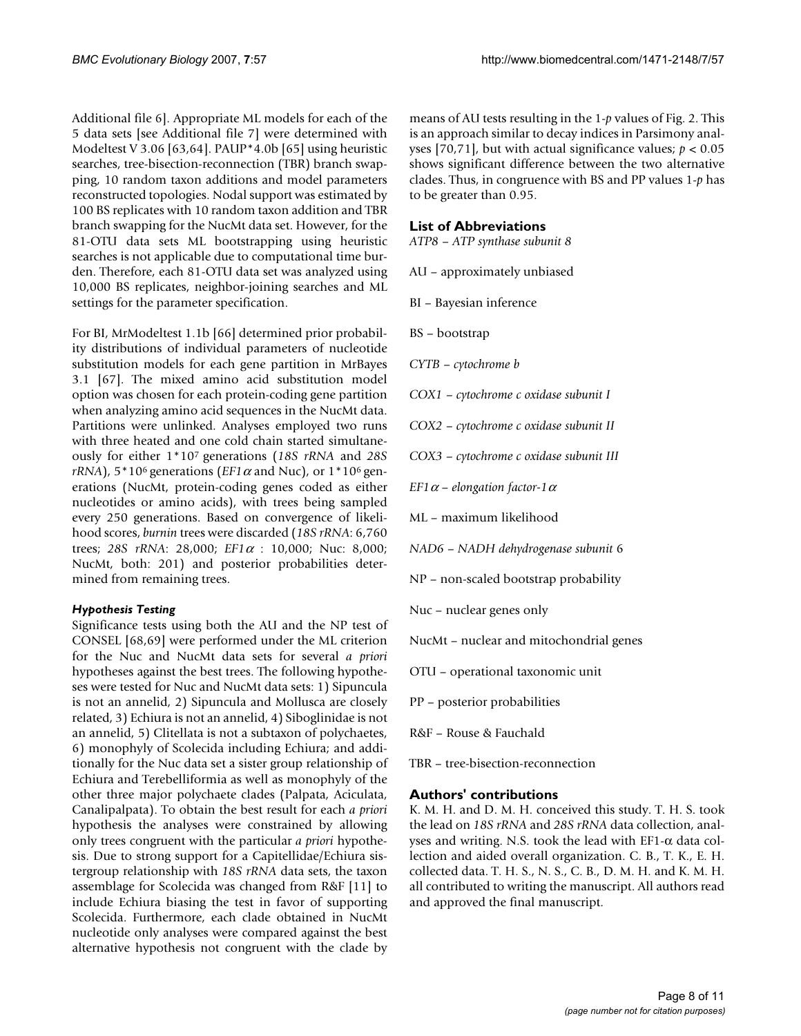Additional file 6]. Appropriate ML models for each of the 5 data sets [see Additional file 7] were determined with Modeltest V 3.06 [63,64]. PAUP*4.0b [65] using heuristic searches, tree-bisection-reconnection (TBR) branch swapping, 10 random taxon additions and model parameters reconstructed topologies. Nodal support was estimated by 100 BS replicates with 10 random taxon addition and TBR branch swapping for the NucMt data set. However, for the 81-OTU data sets ML bootstrapping using heuristic searches is not applicable due to computational time burden. Therefore, each 81-OTU data set was analyzed using 10,000 BS replicates, neighbor-joining searches and ML settings for the parameter specification.

For BI, MrModeltest 1.1b [66] determined prior probability distributions of individual parameters of nucleotide substitution models for each gene partition in MrBayes 3.1 [67]. The mixed amino acid substitution model option was chosen for each protein-coding gene partition when analyzing amino acid sequences in the NucMt data. Partitions were unlinked. Analyses employed two runs with three heated and one cold chain started simultaneously for either $1*10^7$ generations (*18S rRNA* and *28S rRNA*), $5*10^6$ generations (*EF1$\alpha$* and Nuc), or $1*10^6$ generations (NucMt, protein-coding genes coded as either nucleotides or amino acids), with trees being sampled every 250 generations. Based on convergence of likelihood scores, *burnin* trees were discarded (*18S rRNA*: 6,760 trees; *28S rRNA*: 28,000; *EF1$\alpha$* : 10,000; Nuc: 8,000; NucMt, both: 201) and posterior probabilities determined from remaining trees.

### *Hypothesis Testing*

Significance tests using both the AU and the NP test of CONSEL [68,69] were performed under the ML criterion for the Nuc and NucMt data sets for several *a priori* hypotheses against the best trees. The following hypotheses were tested for Nuc and NucMt data sets: 1) Sipuncula is not an annelid, 2) Sipuncula and Mollusca are closely related, 3) Echiura is not an annelid, 4) Siboglinidae is not an annelid, 5) Clitellata is not a subtaxon of polychaetes, 6) monophyly of Scolecida including Echiura; and additionally for the Nuc data set a sister group relationship of Echiura and Terebelliformia as well as monophyly of the other three major polychaete clades (Palpata, Aciculata, Canalipalpata). To obtain the best result for each *a priori* hypothesis the analyses were constrained by allowing only trees congruent with the particular *a priori* hypothesis. Due to strong support for a Capitellidae/Echiura sistergroup relationship with *18S rRNA* data sets, the taxon assemblage for Scolecida was changed from R&F [11] to include Echiura biasing the test in favor of supporting Scolecida. Furthermore, each clade obtained in NucMt nucleotide only analyses were compared against the best alternative hypothesis not congruent with the clade by means of AU tests resulting in the 1-*p* values of Fig. 2. This is an approach similar to decay indices in Parsimony analyses [70,71], but with actual significance values; $p < 0.05$ shows significant difference between the two alternative clades. Thus, in congruence with BS and PP values 1-*p* has to be greater than 0.95.

## List of Abbreviations

*ATP8 – ATP synthase subunit 8*

AU – approximately unbiased

BI – Bayesian inference

BS – bootstrap

*CYTB – cytochrome b*

*COX1 – cytochrome c oxidase subunit I*

*COX2 – cytochrome c oxidase subunit II*

*COX3 – cytochrome c oxidase subunit III*

*EF1$\alpha$ – elongation factor-1$\alpha$*

ML – maximum likelihood

*NAD6 – NADH dehydrogenase subunit 6*

NP – non-scaled bootstrap probability

Nuc – nuclear genes only

NucMt – nuclear and mitochondrial genes

OTU – operational taxonomic unit

PP – posterior probabilities

R&F – Rouse & Fauchald

TBR – tree-bisection-reconnection

## Authors' contributions

K. M. H. and D. M. H. conceived this study. T. H. S. took the lead on *18S rRNA* and *28S rRNA* data collection, analyses and writing. N.S. took the lead with EF1-$\alpha$ data collection and aided overall organization. C. B., T. K., E. H. collected data. T. H. S., N. S., C. B., D. M. H. and K. M. H. all contributed to writing the manuscript. All authors read and approved the final manuscript.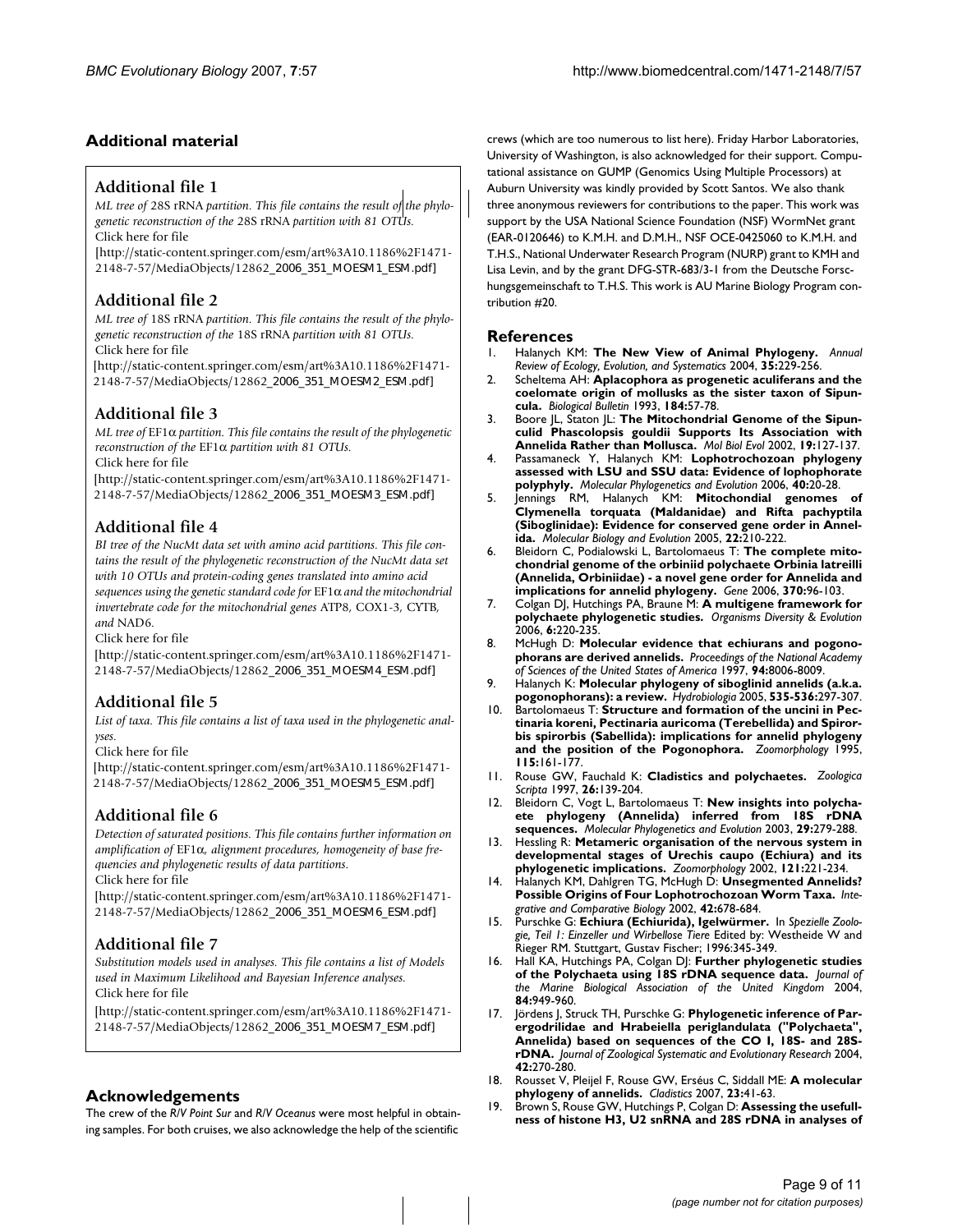## Additional material

### Additional file 1

*ML tree of* 28S rRNA *partition. This file contains the result of the phylogenetic reconstruction of the* 28S rRNA *partition with 81 OTUs.*

Click here for file

[http://static-content.springer.com/esm/art%3A10.1186%2F1471-2148-7-57/MediaObjects/12862_2006_351_MOESM1_ESM.pdf]

### Additional file 2

*ML tree of* 18S rRNA *partition. This file contains the result of the phylogenetic reconstruction of the* 18S rRNA *partition with 81 OTUs.*

Click here for file

[http://static-content.springer.com/esm/art%3A10.1186%2F1471-2148-7-57/MediaObjects/12862_2006_351_MOESM2_ESM.pdf]

### Additional file 3

*ML tree of* EF1α *partition. This file contains the result of the phylogenetic reconstruction of the* EF1α *partition with 81 OTUs.*

Click here for file

[http://static-content.springer.com/esm/art%3A10.1186%2F1471-2148-7-57/MediaObjects/12862_2006_351_MOESM3_ESM.pdf]

### Additional file 4

*BI tree of the NucMt data set with amino acid partitions. This file contains the result of the phylogenetic reconstruction of the NucMt data set with 10 OTUs and protein-coding genes translated into amino acid sequences using the genetic standard code for* EF1α *and the mitochondrial invertebrate code for the mitochondrial genes* ATP8, COX1-3, CYTB, *and* NAD6.

Click here for file

[http://static-content.springer.com/esm/art%3A10.1186%2F1471-2148-7-57/MediaObjects/12862_2006_351_MOESM4_ESM.pdf]

### Additional file 5

*List of taxa. This file contains a list of taxa used in the phylogenetic analyses.*

Click here for file

[http://static-content.springer.com/esm/art%3A10.1186%2F1471-2148-7-57/MediaObjects/12862_2006_351_MOESM5_ESM.pdf]

### Additional file 6

*Detection of saturated positions. This file contains further information on amplification of* EF1α, *alignment procedures, homogeneity of base frequencies and phylogenetic results of data partitions.*

Click here for file

[http://static-content.springer.com/esm/art%3A10.1186%2F1471-2148-7-57/MediaObjects/12862_2006_351_MOESM6_ESM.pdf]

### Additional file 7

*Substitution models used in analyses. This file contains a list of Models used in Maximum Likelihood and Bayesian Inference analyses.*

Click here for file

[http://static-content.springer.com/esm/art%3A10.1186%2F1471-2148-7-57/MediaObjects/12862_2006_351_MOESM7_ESM.pdf]

## Acknowledgements

The crew of the *R/V Point Sur* and *R/V Oceanus* were most helpful in obtaining samples. For both cruises, we also acknowledge the help of the scientific crews (which are too numerous to list here). Friday Harbor Laboratories, University of Washington, is also acknowledged for their support. Computational assistance on GUMP (Genomics Using Multiple Processors) at Auburn University was kindly provided by Scott Santos. We also thank three anonymous reviewers for contributions to the paper. This work was support by the USA National Science Foundation (NSF) WormNet grant (EAR-0120646) to K.M.H. and D.M.H., NSF OCE-0425060 to K.M.H. and T.H.S., National Underwater Research Program (NURP) grant to KMH and Lisa Levin, and by the grant DFG-STR-683/3-1 from the Deutsche Forschungsgemeinschaft to T.H.S. This work is AU Marine Biology Program contribution #20.

## References

1. Halanych KM: **The New View of Animal Phylogeny.** *Annual Review of Ecology, Evolution, and Systematics* 2004, **35:**229-256.
2. Scheltema AH: **Aplacophora as progenetic aculiferans and the coelomate origin of mollusks as the sister taxon of Sipuncula.** *Biological Bulletin* 1993, **184:**57-78.
3. Boore JL, Staton JL: **The Mitochondrial Genome of the Sipunculid Phascolopsis gouldii Supports Its Association with Annelida Rather than Mollusca.** *Mol Biol Evol* 2002, **19:**127-137.
4. Passamaneck Y, Halanych KM: **Lophotrochozoan phylogeny assessed with LSU and SSU data: Evidence of lophophorate polyphyly.** *Molecular Phylogenetics and Evolution* 2006, **40:**20-28.
5. Jennings RM, Halanych KM: **Mitochondial genomes of Clymenella torquata (Maldanidae) and Rifta pachyptila (Siboglinidae): Evidence for conserved gene order in Annelida.** *Molecular Biology and Evolution* 2005, **22:**210-222.
6. Bleidorn C, Podialowski L, Bartolomaeus T: **The complete mitochondrial genome of the orbiniid polychaete Orbinia latreilli (Annelida, Orbiniidae) - a novel gene order for Annelida and implications for annelid phylogeny.** *Gene* 2006, **370:**96-103.
7. Colgan DJ, Hutchings PA, Braune M: **A multigene framework for polychaete phylogenetic studies.** *Organisms Diversity & Evolution* 2006, **6:**220-235.
8. McHugh D: **Molecular evidence that echiurans and pogonophorans are derived annelids.** *Proceedings of the National Academy of Sciences of the United States of America* 1997, **94:**8006-8009.
9. Halanych K: **Molecular phylogeny of siboglinid annelids (a.k.a. pogonophorans): a review.** *Hydrobiologia* 2005, **535-536:**297-307.
10. Bartolomaeus T: **Structure and formation of the uncini in Pectinaria koreni, Pectinaria auricoma (Terebellida) and Spirorbis spirorbis (Sabellida): implications for annelid phylogeny and the position of the Pogonophora.** *Zoomorphology* 1995, **115:**161-177.
11. Rouse GW, Fauchald K: **Cladistics and polychaetes.** *Zoologica Scripta* 1997, **26:**139-204.
12. Bleidorn C, Vogt L, Bartolomaeus T: **New insights into polychaete phylogeny (Annelida) inferred from 18S rDNA sequences.** *Molecular Phylogenetics and Evolution* 2003, **29:**279-288.
13. Hessling R: **Metameric organisation of the nervous system in developmental stages of Urechis caupo (Echiura) and its phylogenetic implications.** *Zoomorphology* 2002, **121:**221-234.
14. Halanych KM, Dahlgren TG, McHugh D: **Unsegmented Annelids? Possible Origins of Four Lophotrochozoan Worm Taxa.** *Integrative and Comparative Biology* 2002, **42:**678-684.
15. Purschke G: **Echiura (Echiurida), Igelwürmer.** In *Spezielle Zoologie, Teil 1: Einzeller und Wirbellose Tiere* Edited by: Westheide W and Rieger RM. Stuttgart, Gustav Fischer; 1996:345-349.
16. Hall KA, Hutchings PA, Colgan DJ: **Further phylogenetic studies of the Polychaeta using 18S rDNA sequence data.** *Journal of the Marine Biological Association of the United Kingdom* 2004, **84:**949-960.
17. Jördens J, Struck TH, Purschke G: **Phylogenetic inference of Parergodrilidae and Hrabeiella periglandulata ("Polychaeta", Annelida) based on sequences of the CO I, 18S- and 28S-rDNA.** *Journal of Zoological Systematic and Evolutionary Research* 2004, **42:**270-280.
18. Rousset V, Pleijel F, Rouse GW, Erséus C, Siddall ME: **A molecular phylogeny of annelids.** *Cladistics* 2007, **23:**41-63.
19. Brown S, Rouse GW, Hutchings P, Colgan D: **Assessing the usefullness of histone H3, U2 snRNA and 28S rDNA in analyses of**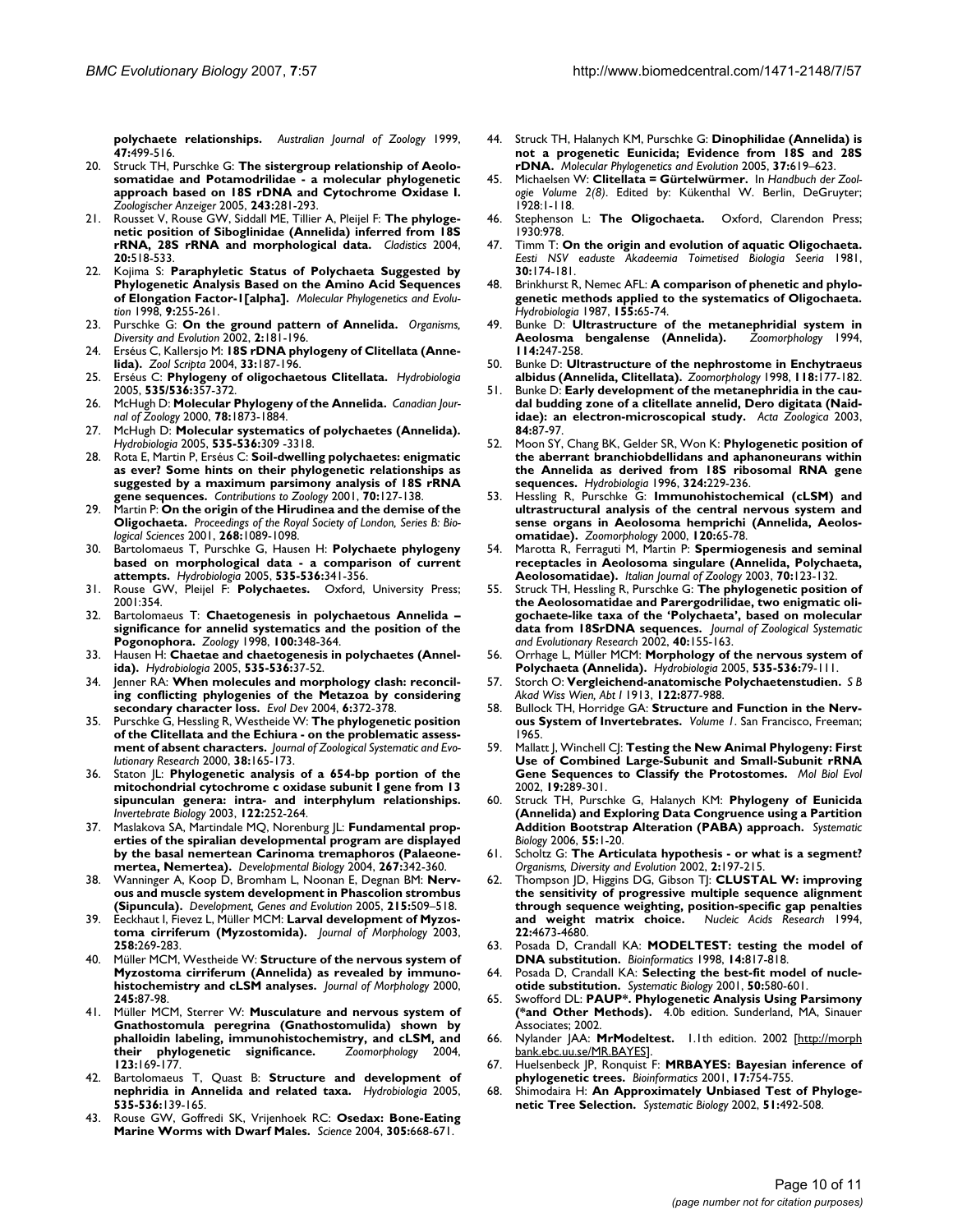**polychaete relationships.** *Australian Journal of Zoology* 1999, **47:**499-516.

20. Struck TH, Purschke G: **The sistergroup relationship of Aeolosomatidae and Potamodrilidae - a molecular phylogenetic approach based on 18S rDNA and Cytochrome Oxidase I.** *Zoologischer Anzeiger* 2005, **243:**281-293.
21. Rousset V, Rouse GW, Siddall ME, Tillier A, Pleijel F: **The phylogenetic position of Siboglinidae (Annelida) inferred from 18S rRNA, 28S rRNA and morphological data.** *Cladistics* 2004, **20:**518-533.
22. Kojima S: **Paraphyletic Status of Polychaeta Suggested by Phylogenetic Analysis Based on the Amino Acid Sequences of Elongation Factor-1[alpha].** *Molecular Phylogenetics and Evolution* 1998, **9:**255-261.
23. Purschke G: **On the ground pattern of Annelida.** *Organisms, Diversity and Evolution* 2002, **2:**181-196.
24. Erséus C, Kallersjo M: **18S rDNA phylogeny of Clitellata (Annelida).** *Zool Scripta* 2004, **33:**187-196.
25. Erséus C: **Phylogeny of oligochaetous Clitellata.** *Hydrobiologia* 2005, **535/536:**357-372.
26. McHugh D: **Molecular Phylogeny of the Annelida.** *Canadian Journal of Zoology* 2000, **78:**1873-1884.
27. McHugh D: **Molecular systematics of polychaetes (Annelida).** *Hydrobiologia* 2005, **535-536:**309 -3318.
28. Rota E, Martin P, Erséus C: **Soil-dwelling polychaetes: enigmatic as ever? Some hints on their phylogenetic relationships as suggested by a maximum parsimony analysis of 18S rRNA gene sequences.** *Contributions to Zoology* 2001, **70:**127-138.
29. Martin P: **On the origin of the Hirudinea and the demise of the Oligochaeta.** *Proceedings of the Royal Society of London, Series B: Biological Sciences* 2001, **268:**1089-1098.
30. Bartolomaeus T, Purschke G, Hausen H: **Polychaete phylogeny based on morphological data - a comparison of current attempts.** *Hydrobiologia* 2005, **535-536:**341-356.
31. Rouse GW, Pleijel F: **Polychaetes.** Oxford, University Press; 2001:354.
32. Bartolomaeus T: **Chaetogenesis in polychaetous Annelida – significance for annelid systematics and the position of the Pogonophora.** *Zoology* 1998, **100:**348-364.
33. Hausen H: **Chaetae and chaetogenesis in polychaetes (Annelida).** *Hydrobiologia* 2005, **535-536:**37-52.
34. Jenner RA: **When molecules and morphology clash: reconciling conflicting phylogenies of the Metazoa by considering secondary character loss.** *Evol Dev* 2004, **6:**372-378.
35. Purschke G, Hessling R, Westheide W: **The phylogenetic position of the Clitellata and the Echiura - on the problematic assessment of absent characters.** *Journal of Zoological Systematic and Evolutionary Research* 2000, **38:**165-173.
36. Staton JL: **Phylogenetic analysis of a 654-bp portion of the mitochondrial cytochrome c oxidase subunit I gene from 13 sipunculan genera: intra- and interphylum relationships.** *Invertebrate Biology* 2003, **122:**252-264.
37. Maslakova SA, Martindale MQ, Norenburg JL: **Fundamental properties of the spiralian developmental program are displayed by the basal nemertean Carinoma tremaphoros (Palaeonemertea, Nemertea).** *Developmental Biology* 2004, **267:**342-360.
38. Wanninger A, Koop D, Bromham L, Noonan E, Degnan BM: **Nervous and muscle system development in Phascolion strombus (Sipuncula).** *Development, Genes and Evolution* 2005, **215:**509–518.
39. Eeckhaut I, Fievez L, Müller MCM: **Larval development of Myzostoma cirriferum (Myzostomida).** *Journal of Morphology* 2003, **258:**269-283.
40. Müller MCM, Westheide W: **Structure of the nervous system of Myzostoma cirriferum (Annelida) as revealed by immunohistochemistry and cLSM analyses.** *Journal of Morphology* 2000, **245:**87-98.
41. Müller MCM, Sterrer W: **Musculature and nervous system of Gnathostomula peregrina (Gnathostomulida) shown by phalloidin labeling, immunohistochemistry, and cLSM, and their phylogenetic significance.** *Zoomorphology* 2004, **123:**169-177.
42. Bartolomaeus T, Quast B: **Structure and development of nephridia in Annelida and related taxa.** *Hydrobiologia* 2005, **535-536:**139-165.
43. Rouse GW, Goffredi SK, Vrijenhoek RC: **Osedax: Bone-Eating Marine Worms with Dwarf Males.** *Science* 2004, **305:**668-671.
44. Struck TH, Halanych KM, Purschke G: **Dinophilidae (Annelida) is not a progenetic Eunicida; Evidence from 18S and 28S rDNA.** *Molecular Phylogenetics and Evolution* 2005, **37:**619–623.
45. Michaelsen W: **Clitellata = Gürtelwürmer.** In *Handbuch der Zoologie Volume 2(8)*. Edited by: Kükenthal W. Berlin, DeGruyter; 1928:1-118.
46. Stephenson L: **The Oligochaeta.** Oxford, Clarendon Press; 1930:978.
47. Timm T: **On the origin and evolution of aquatic Oligochaeta.** *Eesti NSV eaduste Akadeemia Toimetised Biologia Seeria* 1981, **30:**174-181.
48. Brinkhurst R, Nemec AFL: **A comparison of phenetic and phylogenetic methods applied to the systematics of Oligochaeta.** *Hydrobiologia* 1987, **155:**65-74.
49. Bunke D: **Ultrastructure of the metanephridial system in Aeolosma bengalense (Annelida).** *Zoomorphology* 1994, **114:**247-258.
50. Bunke D: **Ultrastructure of the nephrostome in Enchytraeus albidus (Annelida, Clitellata).** *Zoomorphology* 1998, **118:**177-182.
51. Bunke D: **Early development of the metanephridia in the caudal budding zone of a clitellate annelid, Dero digitata (Naididae): an electron-microscopical study.** *Acta Zoologica* 2003, **84:**87-97.
52. Moon SY, Chang BK, Gelder SR, Won K: **Phylogenetic position of the aberrant branchiobdellidans and aphanoneurans within the Annelida as derived from 18S ribosomal RNA gene sequences.** *Hydrobiologia* 1996, **324:**229-236.
53. Hessling R, Purschke G: **Immunohistochemical (cLSM) and ultrastructural analysis of the central nervous system and sense organs in Aeolosoma hemprichi (Annelida, Aeolosomatidae).** *Zoomorphology* 2000, **120:**65-78.
54. Marotta R, Ferraguti M, Martin P: **Spermiogenesis and seminal receptacles in Aeolosoma singulare (Annelida, Polychaeta, Aeolosomatidae).** *Italian Journal of Zoology* 2003, **70:**123-132.
55. Struck TH, Hessling R, Purschke G: **The phylogenetic position of the Aeolosomatidae and Parergodrilidae, two enigmatic oligochaete-like taxa of the 'Polychaeta', based on molecular data from 18SrDNA sequences.** *Journal of Zoological Systematic and Evolutionary Research* 2002, **40:**155-163.
56. Orrhage L, Müller MCM: **Morphology of the nervous system of Polychaeta (Annelida).** *Hydrobiologia* 2005, **535-536:**79-111.
57. Storch O: **Vergleichend-anatomische Polychaetenstudien.** *S B Akad Wiss Wien, Abt I* 1913, **122:**877-988.
58. Bullock TH, Horridge GA: **Structure and Function in the Nervous System of Invertebrates.** *Volume 1*. San Francisco, Freeman; 1965.
59. Mallatt J, Winchell CJ: **Testing the New Animal Phylogeny: First Use of Combined Large-Subunit and Small-Subunit rRNA Gene Sequences to Classify the Protostomes.** *Mol Biol Evol* 2002, **19:**289-301.
60. Struck TH, Purschke G, Halanych KM: **Phylogeny of Eunicida (Annelida) and Exploring Data Congruence using a Partition Addition Bootstrap Alteration (PABA) approach.** *Systematic Biology* 2006, **55:**1-20.
61. Scholtz G: **The Articulata hypothesis - or what is a segment?** *Organisms, Diversity and Evolution* 2002, **2:**197-215.
62. Thompson JD, Higgins DG, Gibson TJ: **CLUSTAL W: improving the sensitivity of progressive multiple sequence alignment through sequence weighting, position-specific gap penalties and weight matrix choice.** *Nucleic Acids Research* 1994, **22:**4673-4680.
63. Posada D, Crandall KA: **MODELTEST: testing the model of DNA substitution.** *Bioinformatics* 1998, **14:**817-818.
64. Posada D, Crandall KA: **Selecting the best-fit model of nucleotide substitution.** *Systematic Biology* 2001, **50:**580-601.
65. Swofford DL: **PAUP\*. Phylogenetic Analysis Using Parsimony (\*and Other Methods).** 4.0b edition. Sunderland, MA, Sinauer Associates; 2002.
66. Nylander JAA: **MrModeltest.** 1.1th edition. 2002 [http://morphbank.ebc.uu.se/MR.BAYES].
67. Huelsenbeck JP, Ronquist F: **MRBAYES: Bayesian inference of phylogenetic trees.** *Bioinformatics* 2001, **17:**754-755.
68. Shimodaira H: **An Approximately Unbiased Test of Phylogenetic Tree Selection.** *Systematic Biology* 2002, **51:**492-508.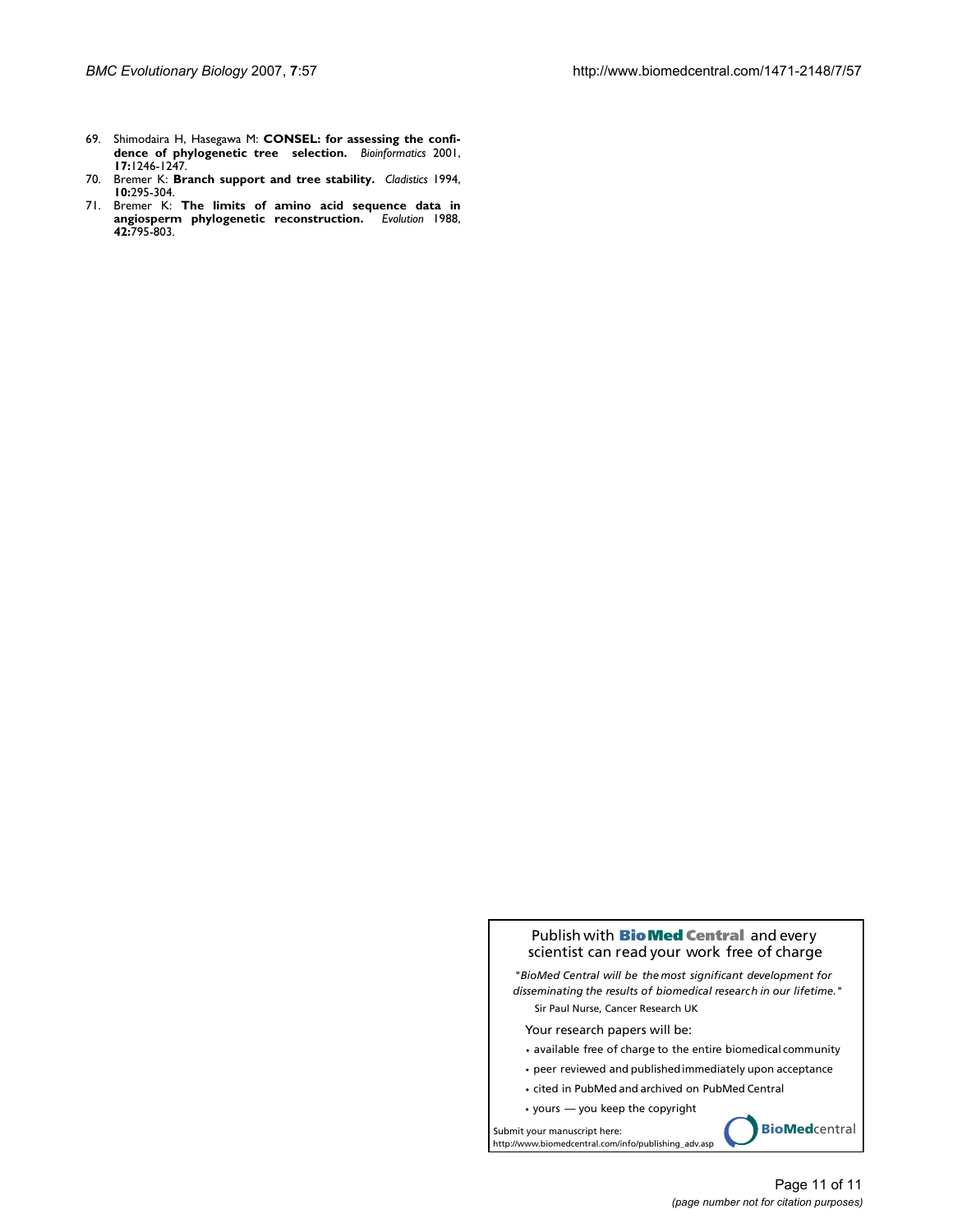69. Shimodaira H, Hasegawa M: **CONSEL: for assessing the confidence of phylogenetic tree selection.** *Bioinformatics* 2001, **17:**1246-1247.
70. Bremer K: **Branch support and tree stability.** *Cladistics* 1994, **10:**295-304.
71. Bremer K: **The limits of amino acid sequence data in angiosperm phylogenetic reconstruction.** *Evolution* 1988, **42:**795-803.

Publish with **BioMed Central** and every scientist can read your work free of charge

*"BioMed Central will be the most significant development for disseminating the results of biomedical research in our lifetime."*

Sir Paul Nurse, Cancer Research UK

Your research papers will be:

- available free of charge to the entire biomedical community
- peer reviewed and published immediately upon acceptance
- cited in PubMed and archived on PubMed Central
- yours — you keep the copyright

Submit your manuscript here:
http://www.biomedcentral.com/info/publishing_adv.asp

**BioMed**central